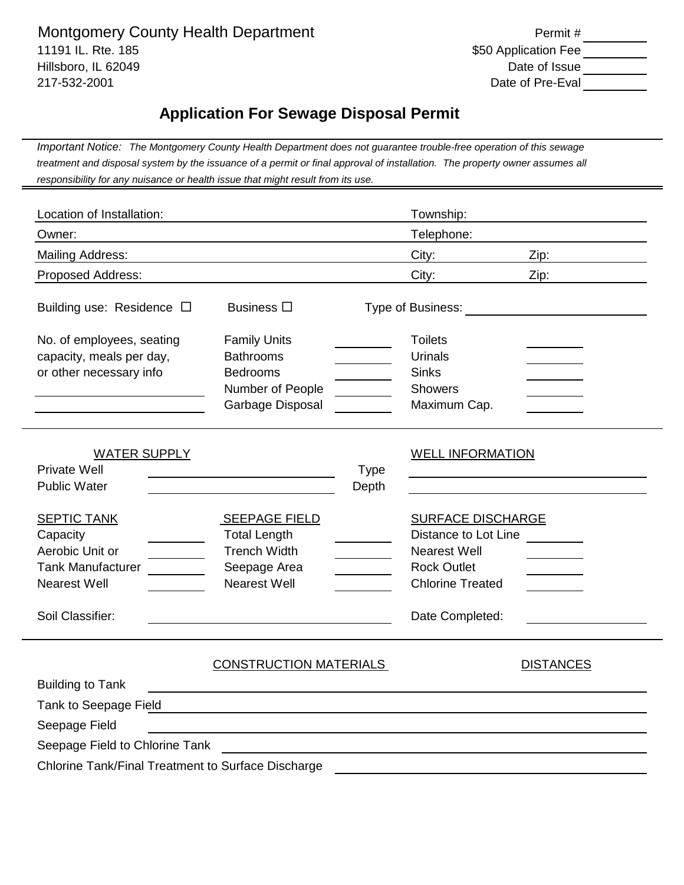Montgomery County Health Department
11191 IL. Rte. 185
Hillsboro, IL 62049
217-532-2001

Permit # \_\_\_\_\_\_\_\_\_
$50 Application Fee \_\_\_\_\_\_\_\_\_
Date of Issue \_\_\_\_\_\_\_\_\_
Date of Pre-Eval \_\_\_\_\_\_\_\_\_

# Application For Sewage Disposal Permit

*Important Notice: The Montgomery County Health Department does not guarantee trouble-free operation of this sewage treatment and disposal system by the issuance of a permit or final approval of installation. The property owner assumes all responsibility for any nuisance or health issue that might result from its use.*

Location of Installation: \_\_\_\_\_\_\_\_\_\_ Township: \_\_\_\_\_\_\_\_\_\_

Owner: \_\_\_\_\_\_\_\_\_\_ Telephone: \_\_\_\_\_\_\_\_\_\_

Mailing Address: \_\_\_\_\_\_\_\_\_\_ City: \_\_\_\_\_\_\_\_\_\_ Zip: \_\_\_\_\_\_\_\_\_\_

Proposed Address: \_\_\_\_\_\_\_\_\_\_ City: \_\_\_\_\_\_\_\_\_\_ Zip: \_\_\_\_\_\_\_\_\_\_

Building use: Residence ☐ Business ☐ Type of Business: \_\_\_\_\_\_\_\_\_\_

| | | | | |
|---|---|---|---|---|
| No. of employees, seating capacity, meals per day, or other necessary info | Family Units | | Toilets | |
| | Bathrooms | | Urinals | |
| | Bedrooms | | Sinks | |
| | Number of People | | Showers | |
| | Garbage Disposal | | Maximum Cap. | |

| WATER SUPPLY | | | WELL INFORMATION |
|---|---|---|---|
| Private Well | | Type | |
| Public Water | | Depth | |

| SEPTIC TANK | | SEEPAGE FIELD | | SURFACE DISCHARGE | |
|---|---|---|---|---|---|
| Capacity | | Total Length | | Distance to Lot Line | |
| Aerobic Unit or | | Trench Width | | Nearest Well | |
| Tank Manufacturer | | Seepage Area | | Rock Outlet | |
| Nearest Well | | Nearest Well | | Chlorine Treated | |

Soil Classifier: \_\_\_\_\_\_\_\_\_\_ Date Completed: \_\_\_\_\_\_\_\_\_\_

| | CONSTRUCTION MATERIALS | DISTANCES |
|---|---|---|
| Building to Tank | | |
| Tank to Seepage Field | | |
| Seepage Field | | |
| Seepage Field to Chlorine Tank | | |
| Chlorine Tank/Final Treatment to Surface Discharge | | |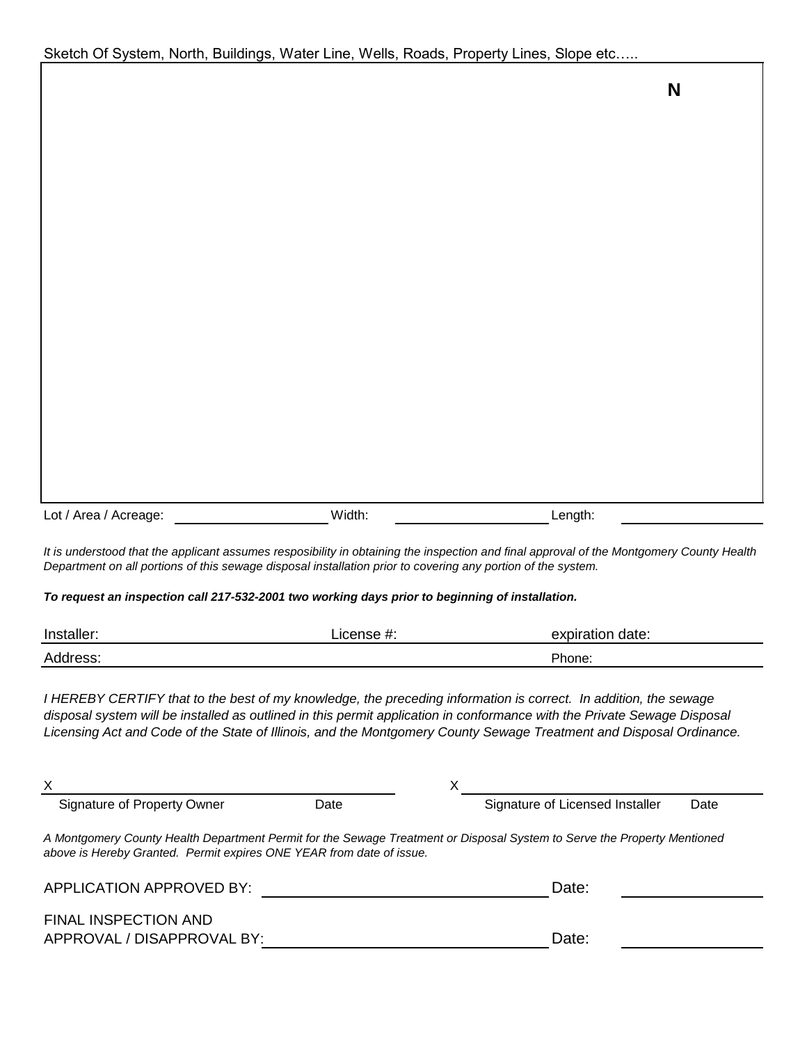Sketch Of System, North, Buildings, Water Line, Wells, Roads, Property Lines, Slope etc…..

**N**

Lot / Area / Acreage: ____________________ Width: ____________________ Length: ____________________

*It is understood that the applicant assumes resposibility in obtaining the inspection and final approval of the Montgomery County Health Department on all portions of this sewage disposal installation prior to covering any portion of the system.*

***To request an inspection call 217-532-2001 two working days prior to beginning of installation.***

Installer: ____________________ License #: ____________________ expiration date: ____________________

Address: ________________________________________ Phone: ____________________

*I HEREBY CERTIFY that to the best of my knowledge, the preceding information is correct. In addition, the sewage disposal system will be installed as outlined in this permit application in conformance with the Private Sewage Disposal Licensing Act and Code of the State of Illinois, and the Montgomery County Sewage Treatment and Disposal Ordinance.*

X ________________________________________ X ________________________________________

Signature of Property Owner Date Signature of Licensed Installer Date

*A Montgomery County Health Department Permit for the Sewage Treatment or Disposal System to Serve the Property Mentioned above is Hereby Granted. Permit expires ONE YEAR from date of issue.*

APPLICATION APPROVED BY: ________________________________________ Date: ____________________

FINAL INSPECTION AND
APPROVAL / DISAPPROVAL BY: ________________________________________ Date: ____________________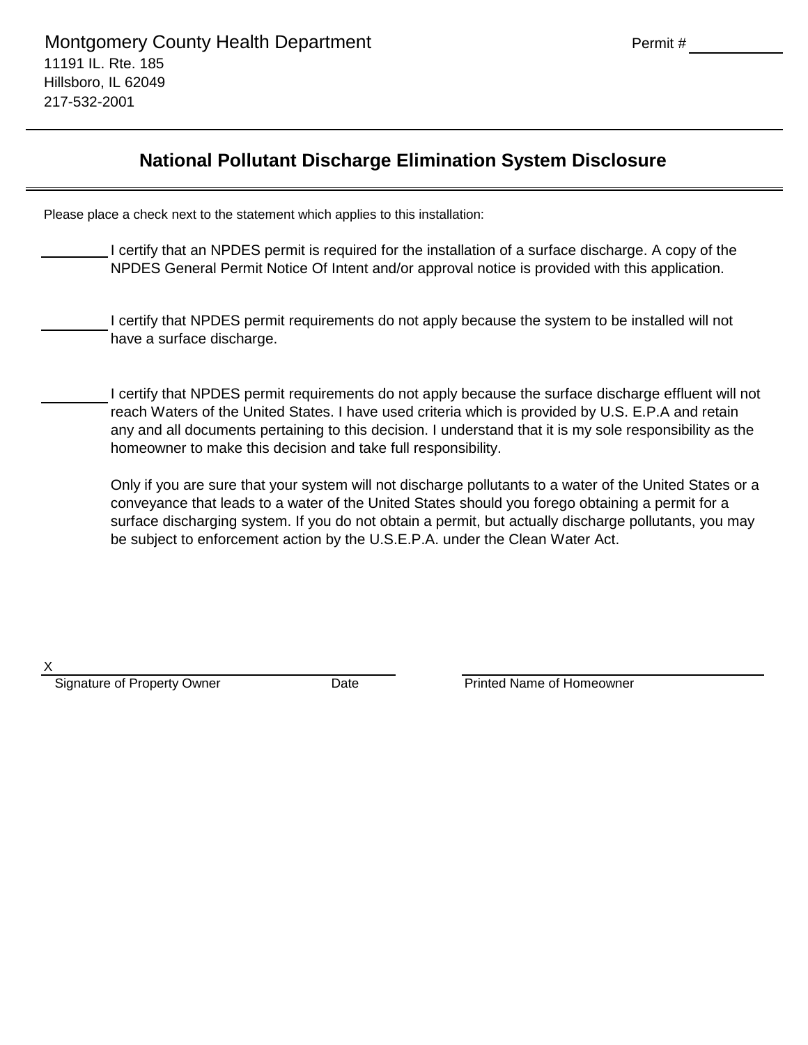Montgomery County Health Department
11191 IL. Rte. 185
Hillsboro, IL 62049
217-532-2001

Permit # ___________

---

## National Pollutant Discharge Elimination System Disclosure

---

Please place a check next to the statement which applies to this installation:

_________ I certify that an NPDES permit is required for the installation of a surface discharge. A copy of the NPDES General Permit Notice Of Intent and/or approval notice is provided with this application.

_________ I certify that NPDES permit requirements do not apply because the system to be installed will not have a surface discharge.

_________ I certify that NPDES permit requirements do not apply because the surface discharge effluent will not reach Waters of the United States. I have used criteria which is provided by U.S. E.P.A and retain any and all documents pertaining to this decision. I understand that it is my sole responsibility as the homeowner to make this decision and take full responsibility.

Only if you are sure that your system will not discharge pollutants to a water of the United States or a conveyance that leads to a water of the United States should you forego obtaining a permit for a surface discharging system. If you do not obtain a permit, but actually discharge pollutants, you may be subject to enforcement action by the U.S.E.P.A. under the Clean Water Act.

X ______________________________________________ &nbsp;&nbsp;&nbsp;&nbsp; ______________________________________
Signature of Property Owner &nbsp;&nbsp;&nbsp;&nbsp; Date &nbsp;&nbsp;&nbsp;&nbsp; Printed Name of Homeowner